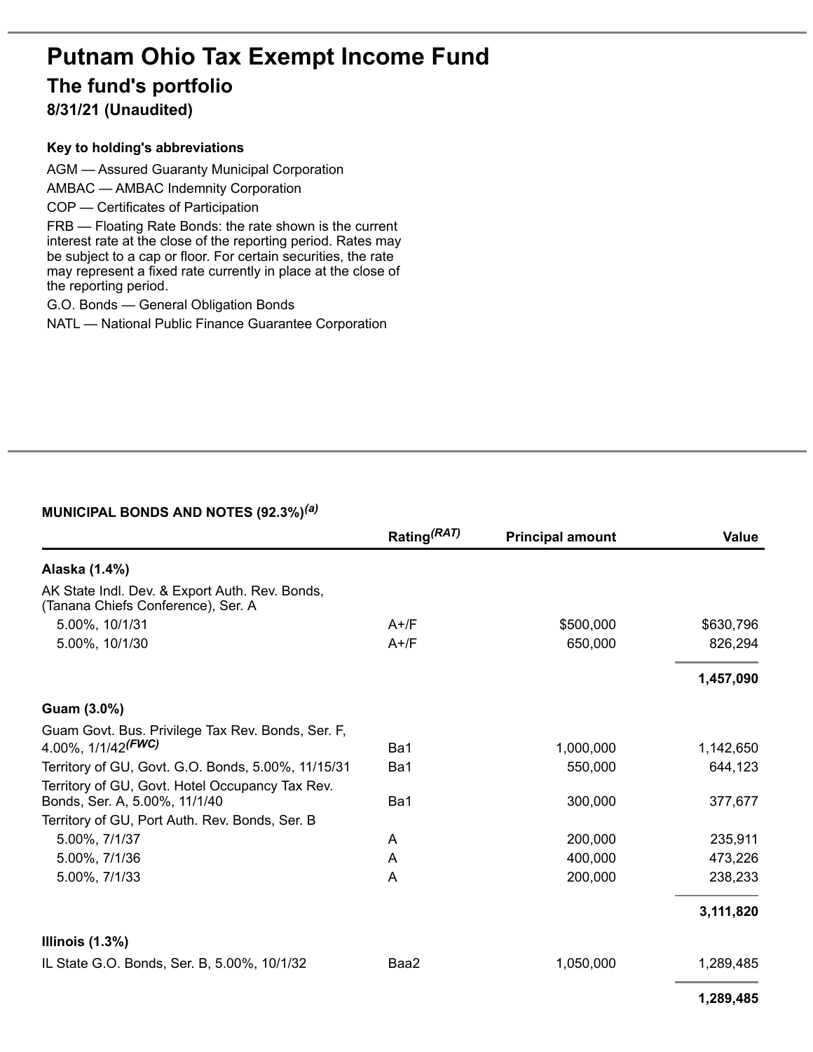# Putnam Ohio Tax Exempt Income Fund

## The fund's portfolio

**8/31/21 (Unaudited)**

**Key to holding's abbreviations**

AGM — Assured Guaranty Municipal Corporation

AMBAC — AMBAC Indemnity Corporation

COP — Certificates of Participation

FRB — Floating Rate Bonds: the rate shown is the current interest rate at the close of the reporting period. Rates may be subject to a cap or floor. For certain securities, the rate may represent a fixed rate currently in place at the close of the reporting period.

G.O. Bonds — General Obligation Bonds

NATL — National Public Finance Guarantee Corporation

**MUNICIPAL BONDS AND NOTES (92.3%)[(a)]**

| | Rating[(RAT)] | Principal amount | Value |
|---|---|---|---|
| **Alaska (1.4%)** | | | |
| AK State Indl. Dev. & Export Auth. Rev. Bonds, (Tanana Chiefs Conference), Ser. A | | | |
| 5.00%, 10/1/31 | A+/F | $500,000 | $630,796 |
| 5.00%, 10/1/30 | A+/F | 650,000 | 826,294 |
| | | | **1,457,090** |
| **Guam (3.0%)** | | | |
| Guam Govt. Bus. Privilege Tax Rev. Bonds, Ser. F, 4.00%, 1/1/42[(FWC)] | Ba1 | 1,000,000 | 1,142,650 |
| Territory of GU, Govt. G.O. Bonds, 5.00%, 11/15/31 | Ba1 | 550,000 | 644,123 |
| Territory of GU, Govt. Hotel Occupancy Tax Rev. Bonds, Ser. A, 5.00%, 11/1/40 | Ba1 | 300,000 | 377,677 |
| Territory of GU, Port Auth. Rev. Bonds, Ser. B | | | |
| 5.00%, 7/1/37 | A | 200,000 | 235,911 |
| 5.00%, 7/1/36 | A | 400,000 | 473,226 |
| 5.00%, 7/1/33 | A | 200,000 | 238,233 |
| | | | **3,111,820** |
| **Illinois (1.3%)** | | | |
| IL State G.O. Bonds, Ser. B, 5.00%, 10/1/32 | Baa2 | 1,050,000 | 1,289,485 |
| | | | **1,289,485** |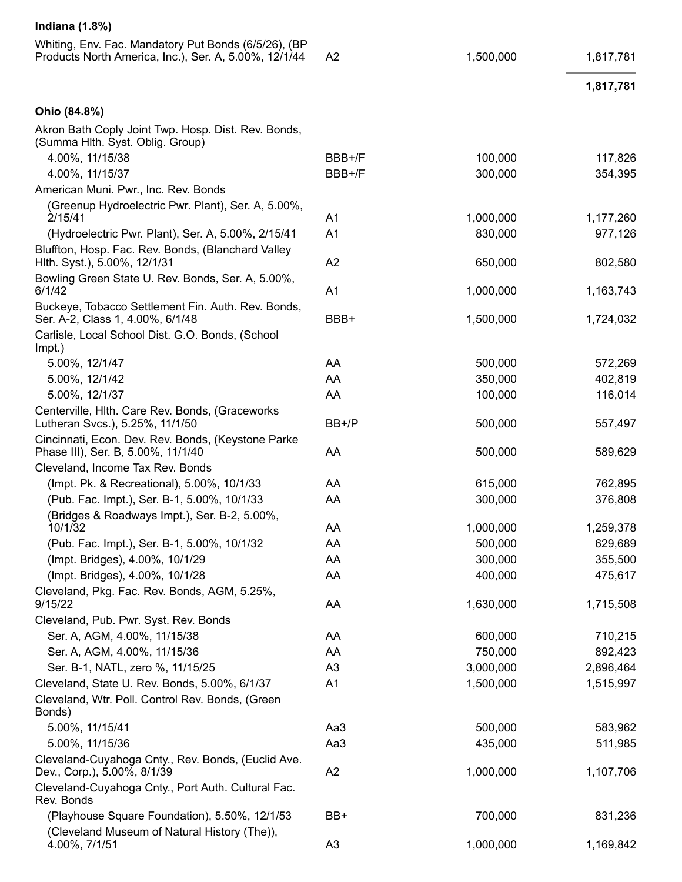| | | | |
|---|---|---|---|
| **Indiana (1.8%)** | | | |
| Whiting, Env. Fac. Mandatory Put Bonds (6/5/26), (BP Products North America, Inc.), Ser. A, 5.00%, 12/1/44 | A2 | 1,500,000 | 1,817,781 |
| | | | **1,817,781** |
| **Ohio (84.8%)** | | | |
| Akron Bath Coply Joint Twp. Hosp. Dist. Rev. Bonds, (Summa Hlth. Syst. Oblig. Group) | | | |
| 4.00%, 11/15/38 | BBB+/F | 100,000 | 117,826 |
| 4.00%, 11/15/37 | BBB+/F | 300,000 | 354,395 |
| American Muni. Pwr., Inc. Rev. Bonds | | | |
| (Greenup Hydroelectric Pwr. Plant), Ser. A, 5.00%, 2/15/41 | A1 | 1,000,000 | 1,177,260 |
| (Hydroelectric Pwr. Plant), Ser. A, 5.00%, 2/15/41 | A1 | 830,000 | 977,126 |
| Bluffton, Hosp. Fac. Rev. Bonds, (Blanchard Valley Hlth. Syst.), 5.00%, 12/1/31 | A2 | 650,000 | 802,580 |
| Bowling Green State U. Rev. Bonds, Ser. A, 5.00%, 6/1/42 | A1 | 1,000,000 | 1,163,743 |
| Buckeye, Tobacco Settlement Fin. Auth. Rev. Bonds, Ser. A-2, Class 1, 4.00%, 6/1/48 | BBB+ | 1,500,000 | 1,724,032 |
| Carlisle, Local School Dist. G.O. Bonds, (School Impt.) | | | |
| 5.00%, 12/1/47 | AA | 500,000 | 572,269 |
| 5.00%, 12/1/42 | AA | 350,000 | 402,819 |
| 5.00%, 12/1/37 | AA | 100,000 | 116,014 |
| Centerville, Hlth. Care Rev. Bonds, (Graceworks Lutheran Svcs.), 5.25%, 11/1/50 | BB+/P | 500,000 | 557,497 |
| Cincinnati, Econ. Dev. Rev. Bonds, (Keystone Parke Phase III), Ser. B, 5.00%, 11/1/40 | AA | 500,000 | 589,629 |
| Cleveland, Income Tax Rev. Bonds | | | |
| (Impt. Pk. & Recreational), 5.00%, 10/1/33 | AA | 615,000 | 762,895 |
| (Pub. Fac. Impt.), Ser. B-1, 5.00%, 10/1/33 | AA | 300,000 | 376,808 |
| (Bridges & Roadways Impt.), Ser. B-2, 5.00%, 10/1/32 | AA | 1,000,000 | 1,259,378 |
| (Pub. Fac. Impt.), Ser. B-1, 5.00%, 10/1/32 | AA | 500,000 | 629,689 |
| (Impt. Bridges), 4.00%, 10/1/29 | AA | 300,000 | 355,500 |
| (Impt. Bridges), 4.00%, 10/1/28 | AA | 400,000 | 475,617 |
| Cleveland, Pkg. Fac. Rev. Bonds, AGM, 5.25%, 9/15/22 | AA | 1,630,000 | 1,715,508 |
| Cleveland, Pub. Pwr. Syst. Rev. Bonds | | | |
| Ser. A, AGM, 4.00%, 11/15/38 | AA | 600,000 | 710,215 |
| Ser. A, AGM, 4.00%, 11/15/36 | AA | 750,000 | 892,423 |
| Ser. B-1, NATL, zero %, 11/15/25 | A3 | 3,000,000 | 2,896,464 |
| Cleveland, State U. Rev. Bonds, 5.00%, 6/1/37 | A1 | 1,500,000 | 1,515,997 |
| Cleveland, Wtr. Poll. Control Rev. Bonds, (Green Bonds) | | | |
| 5.00%, 11/15/41 | Aa3 | 500,000 | 583,962 |
| 5.00%, 11/15/36 | Aa3 | 435,000 | 511,985 |
| Cleveland-Cuyahoga Cnty., Rev. Bonds, (Euclid Ave. Dev., Corp.), 5.00%, 8/1/39 | A2 | 1,000,000 | 1,107,706 |
| Cleveland-Cuyahoga Cnty., Port Auth. Cultural Fac. Rev. Bonds | | | |
| (Playhouse Square Foundation), 5.50%, 12/1/53 | BB+ | 700,000 | 831,236 |
| (Cleveland Museum of Natural History (The)), 4.00%, 7/1/51 | A3 | 1,000,000 | 1,169,842 |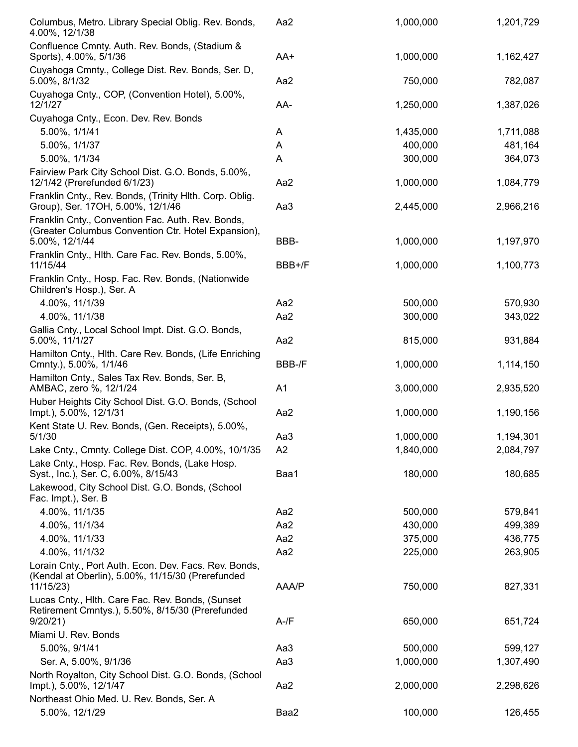| | | | |
|---|---|---|---|
| Columbus, Metro. Library Special Oblig. Rev. Bonds, 4.00%, 12/1/38 | Aa2 | 1,000,000 | 1,201,729 |
| Confluence Cmnty. Auth. Rev. Bonds, (Stadium & Sports), 4.00%, 5/1/36 | AA+ | 1,000,000 | 1,162,427 |
| Cuyahoga Cmnty., College Dist. Rev. Bonds, Ser. D, 5.00%, 8/1/32 | Aa2 | 750,000 | 782,087 |
| Cuyahoga Cnty., COP, (Convention Hotel), 5.00%, 12/1/27 | AA- | 1,250,000 | 1,387,026 |
| Cuyahoga Cnty., Econ. Dev. Rev. Bonds | | | |
| 5.00%, 1/1/41 | A | 1,435,000 | 1,711,088 |
| 5.00%, 1/1/37 | A | 400,000 | 481,164 |
| 5.00%, 1/1/34 | A | 300,000 | 364,073 |
| Fairview Park City School Dist. G.O. Bonds, 5.00%, 12/1/42 (Prerefunded 6/1/23) | Aa2 | 1,000,000 | 1,084,779 |
| Franklin Cnty., Rev. Bonds, (Trinity Hlth. Corp. Oblig. Group), Ser. 17OH, 5.00%, 12/1/46 | Aa3 | 2,445,000 | 2,966,216 |
| Franklin Cnty., Convention Fac. Auth. Rev. Bonds, (Greater Columbus Convention Ctr. Hotel Expansion), 5.00%, 12/1/44 | BBB- | 1,000,000 | 1,197,970 |
| Franklin Cnty., Hlth. Care Fac. Rev. Bonds, 5.00%, 11/15/44 | BBB+/F | 1,000,000 | 1,100,773 |
| Franklin Cnty., Hosp. Fac. Rev. Bonds, (Nationwide Children's Hosp.), Ser. A | | | |
| 4.00%, 11/1/39 | Aa2 | 500,000 | 570,930 |
| 4.00%, 11/1/38 | Aa2 | 300,000 | 343,022 |
| Gallia Cnty., Local School Impt. Dist. G.O. Bonds, 5.00%, 11/1/27 | Aa2 | 815,000 | 931,884 |
| Hamilton Cnty., Hlth. Care Rev. Bonds, (Life Enriching Cmnty.), 5.00%, 1/1/46 | BBB-/F | 1,000,000 | 1,114,150 |
| Hamilton Cnty., Sales Tax Rev. Bonds, Ser. B, AMBAC, zero %, 12/1/24 | A1 | 3,000,000 | 2,935,520 |
| Huber Heights City School Dist. G.O. Bonds, (School Impt.), 5.00%, 12/1/31 | Aa2 | 1,000,000 | 1,190,156 |
| Kent State U. Rev. Bonds, (Gen. Receipts), 5.00%, 5/1/30 | Aa3 | 1,000,000 | 1,194,301 |
| Lake Cnty., Cmnty. College Dist. COP, 4.00%, 10/1/35 | A2 | 1,840,000 | 2,084,797 |
| Lake Cnty., Hosp. Fac. Rev. Bonds, (Lake Hosp. Syst., Inc.), Ser. C, 6.00%, 8/15/43 | Baa1 | 180,000 | 180,685 |
| Lakewood, City School Dist. G.O. Bonds, (School Fac. Impt.), Ser. B | | | |
| 4.00%, 11/1/35 | Aa2 | 500,000 | 579,841 |
| 4.00%, 11/1/34 | Aa2 | 430,000 | 499,389 |
| 4.00%, 11/1/33 | Aa2 | 375,000 | 436,775 |
| 4.00%, 11/1/32 | Aa2 | 225,000 | 263,905 |
| Lorain Cnty., Port Auth. Econ. Dev. Facs. Rev. Bonds, (Kendal at Oberlin), 5.00%, 11/15/30 (Prerefunded 11/15/23) | AAA/P | 750,000 | 827,331 |
| Lucas Cnty., Hlth. Care Fac. Rev. Bonds, (Sunset Retirement Cmntys.), 5.50%, 8/15/30 (Prerefunded 9/20/21) | A-/F | 650,000 | 651,724 |
| Miami U. Rev. Bonds | | | |
| 5.00%, 9/1/41 | Aa3 | 500,000 | 599,127 |
| Ser. A, 5.00%, 9/1/36 | Aa3 | 1,000,000 | 1,307,490 |
| North Royalton, City School Dist. G.O. Bonds, (School Impt.), 5.00%, 12/1/47 | Aa2 | 2,000,000 | 2,298,626 |
| Northeast Ohio Med. U. Rev. Bonds, Ser. A | | | |
| 5.00%, 12/1/29 | Baa2 | 100,000 | 126,455 |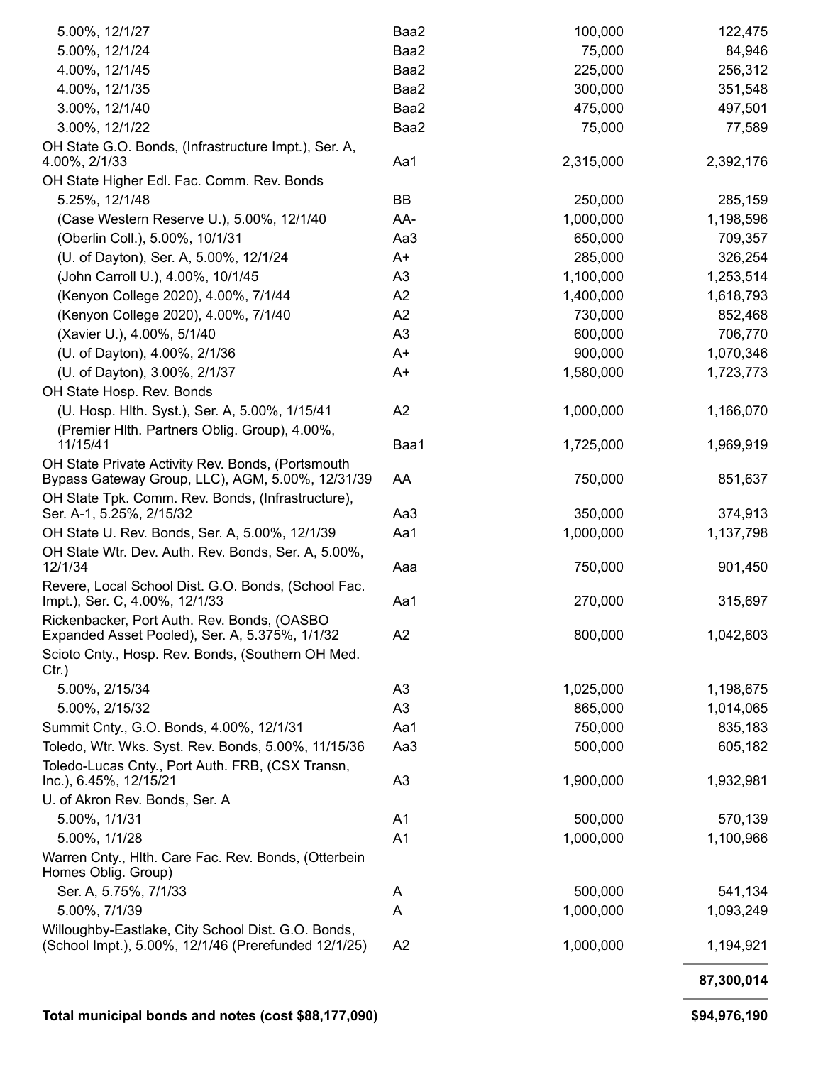| | | | |
|---|---|---|---|
| 5.00%, 12/1/27 | Baa2 | 100,000 | 122,475 |
| 5.00%, 12/1/24 | Baa2 | 75,000 | 84,946 |
| 4.00%, 12/1/45 | Baa2 | 225,000 | 256,312 |
| 4.00%, 12/1/35 | Baa2 | 300,000 | 351,548 |
| 3.00%, 12/1/40 | Baa2 | 475,000 | 497,501 |
| 3.00%, 12/1/22 | Baa2 | 75,000 | 77,589 |
| OH State G.O. Bonds, (Infrastructure Impt.), Ser. A, 4.00%, 2/1/33 | Aa1 | 2,315,000 | 2,392,176 |
| OH State Higher Edl. Fac. Comm. Rev. Bonds | | | |
| 5.25%, 12/1/48 | BB | 250,000 | 285,159 |
| (Case Western Reserve U.), 5.00%, 12/1/40 | AA- | 1,000,000 | 1,198,596 |
| (Oberlin Coll.), 5.00%, 10/1/31 | Aa3 | 650,000 | 709,357 |
| (U. of Dayton), Ser. A, 5.00%, 12/1/24 | A+ | 285,000 | 326,254 |
| (John Carroll U.), 4.00%, 10/1/45 | A3 | 1,100,000 | 1,253,514 |
| (Kenyon College 2020), 4.00%, 7/1/44 | A2 | 1,400,000 | 1,618,793 |
| (Kenyon College 2020), 4.00%, 7/1/40 | A2 | 730,000 | 852,468 |
| (Xavier U.), 4.00%, 5/1/40 | A3 | 600,000 | 706,770 |
| (U. of Dayton), 4.00%, 2/1/36 | A+ | 900,000 | 1,070,346 |
| (U. of Dayton), 3.00%, 2/1/37 | A+ | 1,580,000 | 1,723,773 |
| OH State Hosp. Rev. Bonds | | | |
| (U. Hosp. Hlth. Syst.), Ser. A, 5.00%, 1/15/41 | A2 | 1,000,000 | 1,166,070 |
| (Premier Hlth. Partners Oblig. Group), 4.00%, 11/15/41 | Baa1 | 1,725,000 | 1,969,919 |
| OH State Private Activity Rev. Bonds, (Portsmouth Bypass Gateway Group, LLC), AGM, 5.00%, 12/31/39 | AA | 750,000 | 851,637 |
| OH State Tpk. Comm. Rev. Bonds, (Infrastructure), Ser. A-1, 5.25%, 2/15/32 | Aa3 | 350,000 | 374,913 |
| OH State U. Rev. Bonds, Ser. A, 5.00%, 12/1/39 | Aa1 | 1,000,000 | 1,137,798 |
| OH State Wtr. Dev. Auth. Rev. Bonds, Ser. A, 5.00%, 12/1/34 | Aaa | 750,000 | 901,450 |
| Revere, Local School Dist. G.O. Bonds, (School Fac. Impt.), Ser. C, 4.00%, 12/1/33 | Aa1 | 270,000 | 315,697 |
| Rickenbacker, Port Auth. Rev. Bonds, (OASBO Expanded Asset Pooled), Ser. A, 5.375%, 1/1/32 | A2 | 800,000 | 1,042,603 |
| Scioto Cnty., Hosp. Rev. Bonds, (Southern OH Med. Ctr.) | | | |
| 5.00%, 2/15/34 | A3 | 1,025,000 | 1,198,675 |
| 5.00%, 2/15/32 | A3 | 865,000 | 1,014,065 |
| Summit Cnty., G.O. Bonds, 4.00%, 12/1/31 | Aa1 | 750,000 | 835,183 |
| Toledo, Wtr. Wks. Syst. Rev. Bonds, 5.00%, 11/15/36 | Aa3 | 500,000 | 605,182 |
| Toledo-Lucas Cnty., Port Auth. FRB, (CSX Transn, Inc.), 6.45%, 12/15/21 | A3 | 1,900,000 | 1,932,981 |
| U. of Akron Rev. Bonds, Ser. A | | | |
| 5.00%, 1/1/31 | A1 | 500,000 | 570,139 |
| 5.00%, 1/1/28 | A1 | 1,000,000 | 1,100,966 |
| Warren Cnty., Hlth. Care Fac. Rev. Bonds, (Otterbein Homes Oblig. Group) | | | |
| Ser. A, 5.75%, 7/1/33 | A | 500,000 | 541,134 |
| 5.00%, 7/1/39 | A | 1,000,000 | 1,093,249 |
| Willoughby-Eastlake, City School Dist. G.O. Bonds, (School Impt.), 5.00%, 12/1/46 (Prerefunded 12/1/25) | A2 | 1,000,000 | 1,194,921 |
| | | | **87,300,014** |
| **Total municipal bonds and notes (cost $88,177,090)** | | | **$94,976,190** |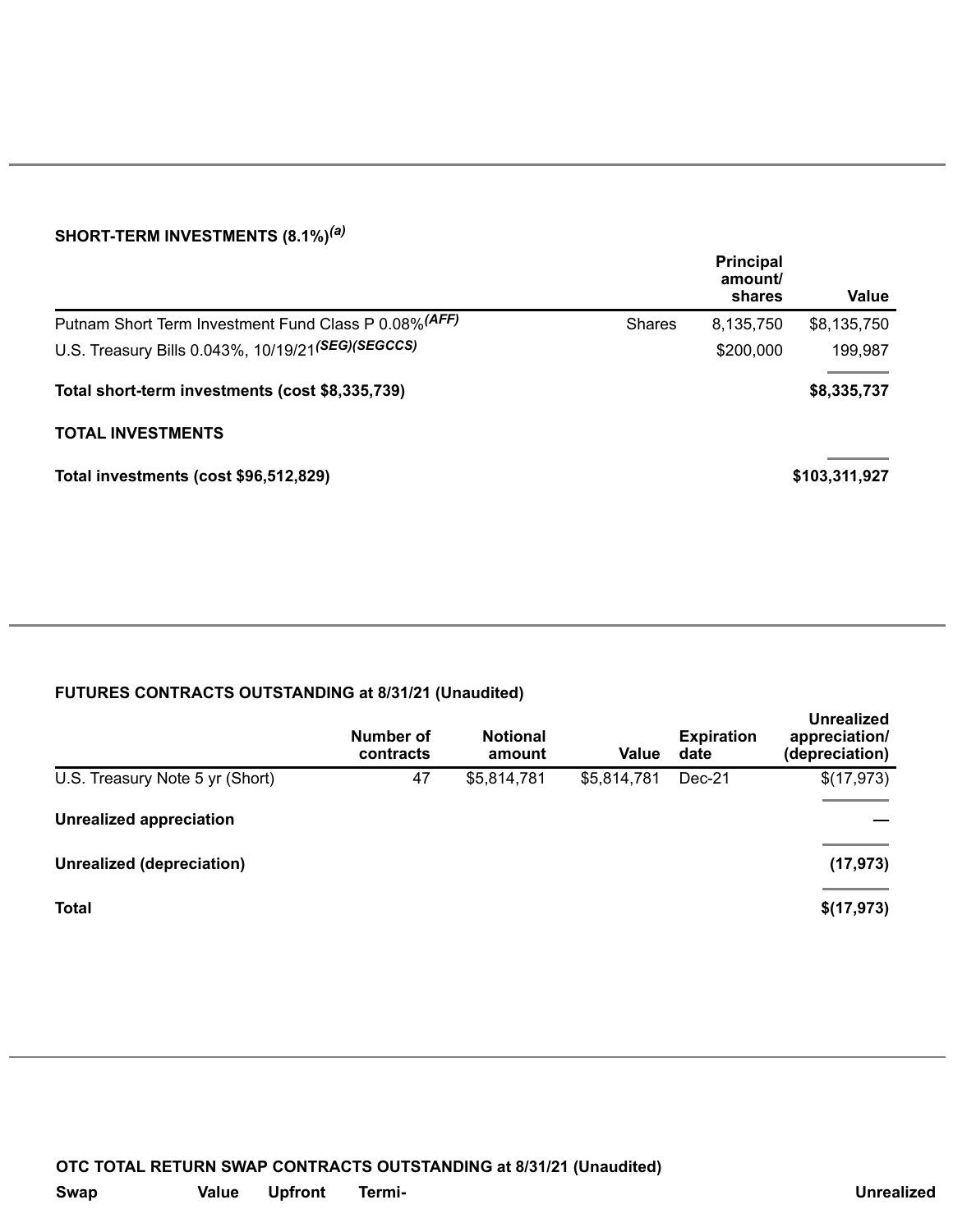### SHORT-TERM INVESTMENTS (8.1%)[(a)]

| | | Principal amount/ shares | Value |
|---|---|---|---|
| Putnam Short Term Investment Fund Class P 0.08%[(AFF)] | Shares | 8,135,750 | $8,135,750 |
| U.S. Treasury Bills 0.043%, 10/19/21[(SEG)(SEGCCS)] | | $200,000 | 199,987 |
| **Total short-term investments (cost $8,335,739)** | | | **$8,335,737** |

### TOTAL INVESTMENTS

| | |
|---|---|
| **Total investments (cost $96,512,829)** | **$103,311,927** |

### FUTURES CONTRACTS OUTSTANDING at 8/31/21 (Unaudited)

| | Number of contracts | Notional amount | Value | Expiration date | Unrealized appreciation/ (depreciation) |
|---|---|---|---|---|---|
| U.S. Treasury Note 5 yr (Short) | 47 | $5,814,781 | $5,814,781 | Dec-21 | $(17,973) |
| **Unrealized appreciation** | | | | | **—** |
| **Unrealized (depreciation)** | | | | | **(17,973)** |
| **Total** | | | | | **$(17,973)** |

### OTC TOTAL RETURN SWAP CONTRACTS OUTSTANDING at 8/31/21 (Unaudited)

| Swap | Value | Upfront | Termi- | Unrealized |
|---|---|---|---|---|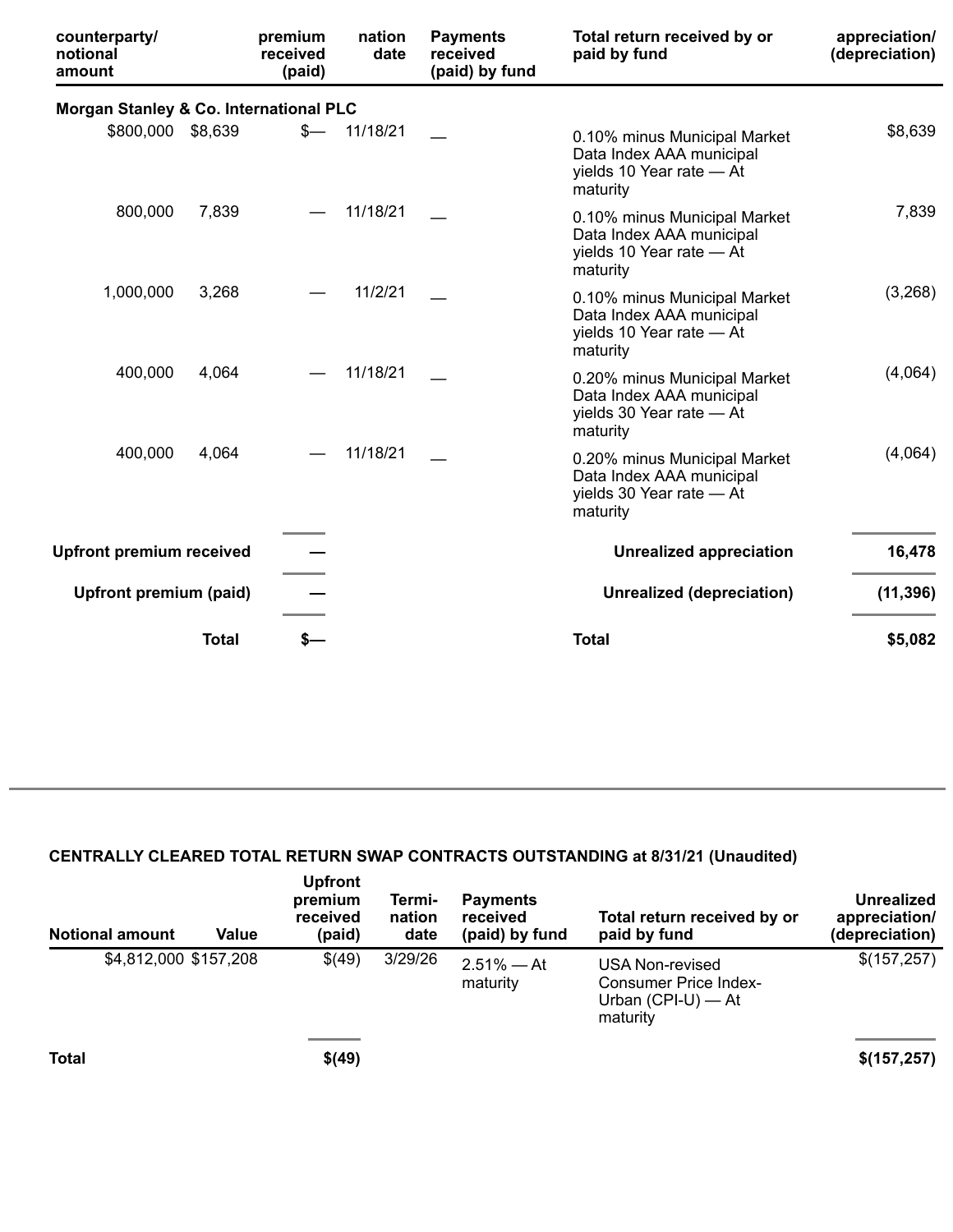| counterparty/ notional amount | Value | premium received (paid) | nation date | Payments received (paid) by fund | Total return received by or paid by fund | appreciation/ (depreciation) |
|---|---|---|---|---|---|---|
| **Morgan Stanley & Co. International PLC** | | | | | | |
| $800,000 | $8,639 | $— | 11/18/21 | — | 0.10% minus Municipal Market Data Index AAA municipal yields 10 Year rate — At maturity | $8,639 |
| 800,000 | 7,839 | — | 11/18/21 | — | 0.10% minus Municipal Market Data Index AAA municipal yields 10 Year rate — At maturity | 7,839 |
| 1,000,000 | 3,268 | — | 11/2/21 | — | 0.10% minus Municipal Market Data Index AAA municipal yields 10 Year rate — At maturity | (3,268) |
| 400,000 | 4,064 | — | 11/18/21 | — | 0.20% minus Municipal Market Data Index AAA municipal yields 30 Year rate — At maturity | (4,064) |
| 400,000 | 4,064 | — | 11/18/21 | — | 0.20% minus Municipal Market Data Index AAA municipal yields 30 Year rate — At maturity | (4,064) |
| **Upfront premium received** | | **—** | | | **Unrealized appreciation** | **16,478** |
| **Upfront premium (paid)** | | **—** | | | **Unrealized (depreciation)** | **(11,396)** |
| | **Total** | **$—** | | | **Total** | **$5,082** |

**CENTRALLY CLEARED TOTAL RETURN SWAP CONTRACTS OUTSTANDING at 8/31/21 (Unaudited)**

| Notional amount | Value | Upfront premium received (paid) | Termi- nation date | Payments received (paid) by fund | Total return received by or paid by fund | Unrealized appreciation/ (depreciation) |
|---|---|---|---|---|---|---|
| $4,812,000 | $157,208 | $(49) | 3/29/26 | 2.51% — At maturity | USA Non-revised Consumer Price Index-Urban (CPI-U) — At maturity | $(157,257) |
| **Total** | | **$(49)** | | | | **$(157,257)** |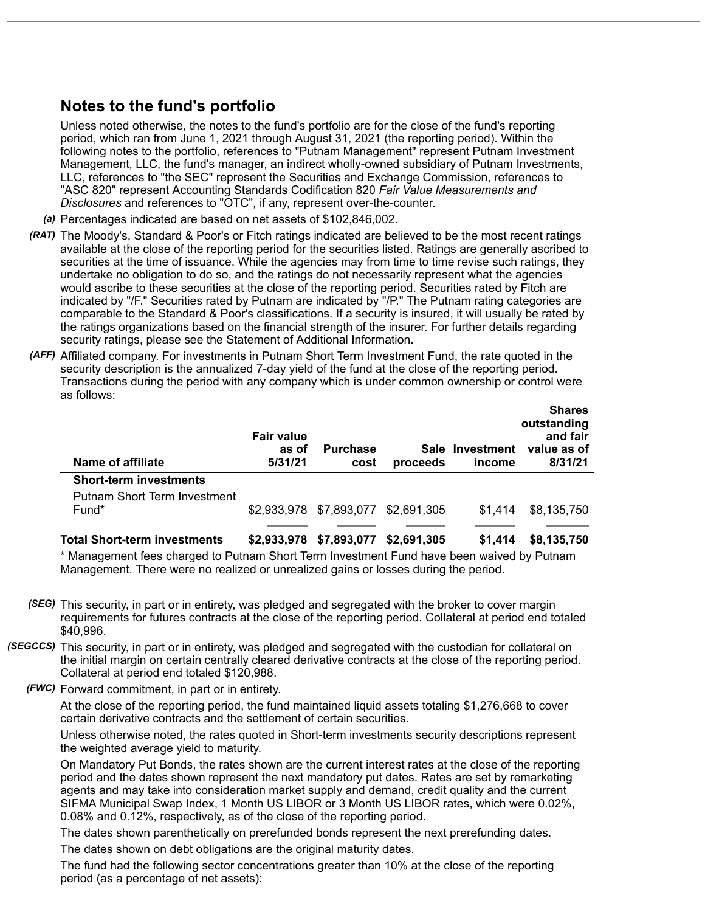## Notes to the fund's portfolio

Unless noted otherwise, the notes to the fund's portfolio are for the close of the fund's reporting period, which ran from June 1, 2021 through August 31, 2021 (the reporting period). Within the following notes to the portfolio, references to "Putnam Management" represent Putnam Investment Management, LLC, the fund's manager, an indirect wholly-owned subsidiary of Putnam Investments, LLC, references to "the SEC" represent the Securities and Exchange Commission, references to "ASC 820" represent Accounting Standards Codification 820 *Fair Value Measurements and Disclosures* and references to "OTC", if any, represent over-the-counter.

*(a)* Percentages indicated are based on net assets of $102,846,002.

*(RAT)* The Moody's, Standard & Poor's or Fitch ratings indicated are believed to be the most recent ratings available at the close of the reporting period for the securities listed. Ratings are generally ascribed to securities at the time of issuance. While the agencies may from time to time revise such ratings, they undertake no obligation to do so, and the ratings do not necessarily represent what the agencies would ascribe to these securities at the close of the reporting period. Securities rated by Fitch are indicated by "/F." Securities rated by Putnam are indicated by "/P." The Putnam rating categories are comparable to the Standard & Poor's classifications. If a security is insured, it will usually be rated by the ratings organizations based on the financial strength of the insurer. For further details regarding security ratings, please see the Statement of Additional Information.

*(AFF)* Affiliated company. For investments in Putnam Short Term Investment Fund, the rate quoted in the security description is the annualized 7-day yield of the fund at the close of the reporting period. Transactions during the period with any company which is under common ownership or control were as follows:

| Name of affiliate | Fair value as of 5/31/21 | Purchase cost | Sale proceeds | Investment income | Shares outstanding and fair value as of 8/31/21 |
|---|---|---|---|---|---|
| **Short-term investments** | | | | | |
| Putnam Short Term Investment Fund* | $2,933,978 | $7,893,077 | $2,691,305 | $1,414 | $8,135,750 |
| **Total Short-term investments** | **$2,933,978** | **$7,893,077** | **$2,691,305** | **$1,414** | **$8,135,750** |

* Management fees charged to Putnam Short Term Investment Fund have been waived by Putnam Management. There were no realized or unrealized gains or losses during the period.

*(SEG)* This security, in part or in entirety, was pledged and segregated with the broker to cover margin requirements for futures contracts at the close of the reporting period. Collateral at period end totaled $40,996.

*(SEGCCS)* This security, in part or in entirety, was pledged and segregated with the custodian for collateral on the initial margin on certain centrally cleared derivative contracts at the close of the reporting period. Collateral at period end totaled $120,988.

*(FWC)* Forward commitment, in part or in entirety.

At the close of the reporting period, the fund maintained liquid assets totaling $1,276,668 to cover certain derivative contracts and the settlement of certain securities.

Unless otherwise noted, the rates quoted in Short-term investments security descriptions represent the weighted average yield to maturity.

On Mandatory Put Bonds, the rates shown are the current interest rates at the close of the reporting period and the dates shown represent the next mandatory put dates. Rates are set by remarketing agents and may take into consideration market supply and demand, credit quality and the current SIFMA Municipal Swap Index, 1 Month US LIBOR or 3 Month US LIBOR rates, which were 0.02%, 0.08% and 0.12%, respectively, as of the close of the reporting period.

The dates shown parenthetically on prerefunded bonds represent the next prerefunding dates.

The dates shown on debt obligations are the original maturity dates.

The fund had the following sector concentrations greater than 10% at the close of the reporting period (as a percentage of net assets):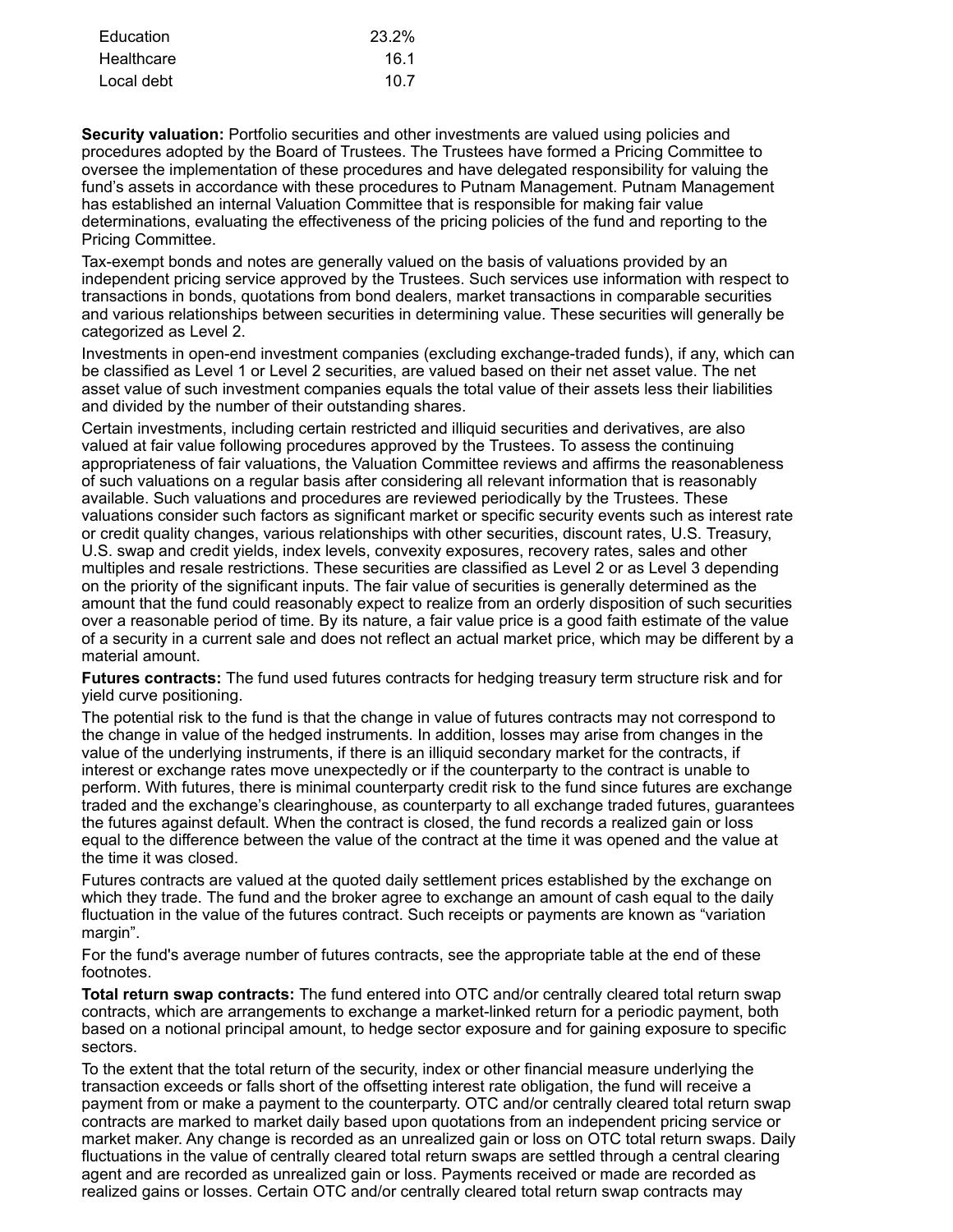| | |
|---|---|
| Education | 23.2% |
| Healthcare | 16.1 |
| Local debt | 10.7 |

**Security valuation:** Portfolio securities and other investments are valued using policies and procedures adopted by the Board of Trustees. The Trustees have formed a Pricing Committee to oversee the implementation of these procedures and have delegated responsibility for valuing the fund's assets in accordance with these procedures to Putnam Management. Putnam Management has established an internal Valuation Committee that is responsible for making fair value determinations, evaluating the effectiveness of the pricing policies of the fund and reporting to the Pricing Committee.

Tax-exempt bonds and notes are generally valued on the basis of valuations provided by an independent pricing service approved by the Trustees. Such services use information with respect to transactions in bonds, quotations from bond dealers, market transactions in comparable securities and various relationships between securities in determining value. These securities will generally be categorized as Level 2.

Investments in open-end investment companies (excluding exchange-traded funds), if any, which can be classified as Level 1 or Level 2 securities, are valued based on their net asset value. The net asset value of such investment companies equals the total value of their assets less their liabilities and divided by the number of their outstanding shares.

Certain investments, including certain restricted and illiquid securities and derivatives, are also valued at fair value following procedures approved by the Trustees. To assess the continuing appropriateness of fair valuations, the Valuation Committee reviews and affirms the reasonableness of such valuations on a regular basis after considering all relevant information that is reasonably available. Such valuations and procedures are reviewed periodically by the Trustees. These valuations consider such factors as significant market or specific security events such as interest rate or credit quality changes, various relationships with other securities, discount rates, U.S. Treasury, U.S. swap and credit yields, index levels, convexity exposures, recovery rates, sales and other multiples and resale restrictions. These securities are classified as Level 2 or as Level 3 depending on the priority of the significant inputs. The fair value of securities is generally determined as the amount that the fund could reasonably expect to realize from an orderly disposition of such securities over a reasonable period of time. By its nature, a fair value price is a good faith estimate of the value of a security in a current sale and does not reflect an actual market price, which may be different by a material amount.

**Futures contracts:** The fund used futures contracts for hedging treasury term structure risk and for yield curve positioning.

The potential risk to the fund is that the change in value of futures contracts may not correspond to the change in value of the hedged instruments. In addition, losses may arise from changes in the value of the underlying instruments, if there is an illiquid secondary market for the contracts, if interest or exchange rates move unexpectedly or if the counterparty to the contract is unable to perform. With futures, there is minimal counterparty credit risk to the fund since futures are exchange traded and the exchange's clearinghouse, as counterparty to all exchange traded futures, guarantees the futures against default. When the contract is closed, the fund records a realized gain or loss equal to the difference between the value of the contract at the time it was opened and the value at the time it was closed.

Futures contracts are valued at the quoted daily settlement prices established by the exchange on which they trade. The fund and the broker agree to exchange an amount of cash equal to the daily fluctuation in the value of the futures contract. Such receipts or payments are known as "variation margin".

For the fund's average number of futures contracts, see the appropriate table at the end of these footnotes.

**Total return swap contracts:** The fund entered into OTC and/or centrally cleared total return swap contracts, which are arrangements to exchange a market-linked return for a periodic payment, both based on a notional principal amount, to hedge sector exposure and for gaining exposure to specific sectors.

To the extent that the total return of the security, index or other financial measure underlying the transaction exceeds or falls short of the offsetting interest rate obligation, the fund will receive a payment from or make a payment to the counterparty. OTC and/or centrally cleared total return swap contracts are marked to market daily based upon quotations from an independent pricing service or market maker. Any change is recorded as an unrealized gain or loss on OTC total return swaps. Daily fluctuations in the value of centrally cleared total return swaps are settled through a central clearing agent and are recorded as unrealized gain or loss. Payments received or made are recorded as realized gains or losses. Certain OTC and/or centrally cleared total return swap contracts may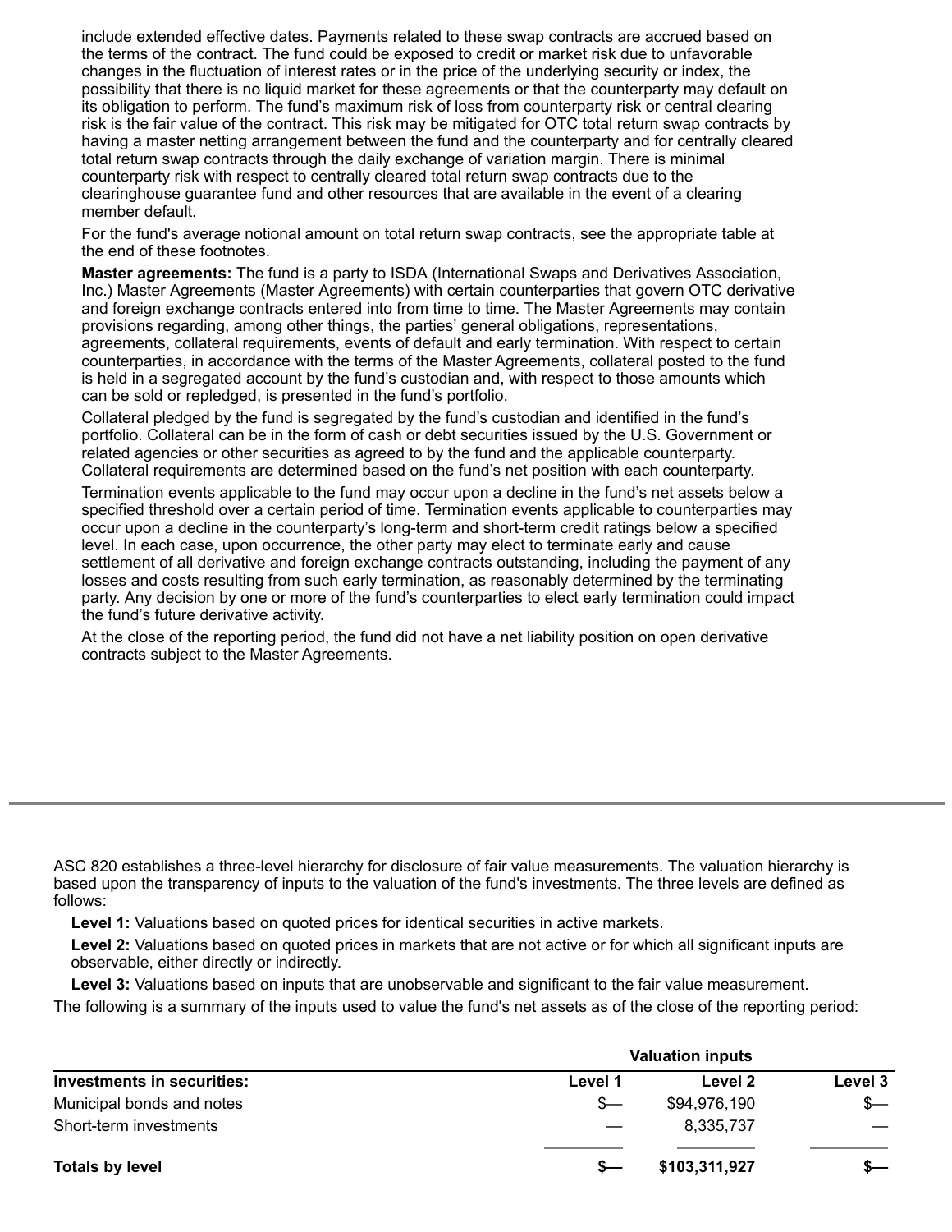include extended effective dates. Payments related to these swap contracts are accrued based on the terms of the contract. The fund could be exposed to credit or market risk due to unfavorable changes in the fluctuation of interest rates or in the price of the underlying security or index, the possibility that there is no liquid market for these agreements or that the counterparty may default on its obligation to perform. The fund's maximum risk of loss from counterparty risk or central clearing risk is the fair value of the contract. This risk may be mitigated for OTC total return swap contracts by having a master netting arrangement between the fund and the counterparty and for centrally cleared total return swap contracts through the daily exchange of variation margin. There is minimal counterparty risk with respect to centrally cleared total return swap contracts due to the clearinghouse guarantee fund and other resources that are available in the event of a clearing member default.

For the fund's average notional amount on total return swap contracts, see the appropriate table at the end of these footnotes.

**Master agreements:** The fund is a party to ISDA (International Swaps and Derivatives Association, Inc.) Master Agreements (Master Agreements) with certain counterparties that govern OTC derivative and foreign exchange contracts entered into from time to time. The Master Agreements may contain provisions regarding, among other things, the parties' general obligations, representations, agreements, collateral requirements, events of default and early termination. With respect to certain counterparties, in accordance with the terms of the Master Agreements, collateral posted to the fund is held in a segregated account by the fund's custodian and, with respect to those amounts which can be sold or repledged, is presented in the fund's portfolio.

Collateral pledged by the fund is segregated by the fund's custodian and identified in the fund's portfolio. Collateral can be in the form of cash or debt securities issued by the U.S. Government or related agencies or other securities as agreed to by the fund and the applicable counterparty. Collateral requirements are determined based on the fund's net position with each counterparty.

Termination events applicable to the fund may occur upon a decline in the fund's net assets below a specified threshold over a certain period of time. Termination events applicable to counterparties may occur upon a decline in the counterparty's long-term and short-term credit ratings below a specified level. In each case, upon occurrence, the other party may elect to terminate early and cause settlement of all derivative and foreign exchange contracts outstanding, including the payment of any losses and costs resulting from such early termination, as reasonably determined by the terminating party. Any decision by one or more of the fund's counterparties to elect early termination could impact the fund's future derivative activity.

At the close of the reporting period, the fund did not have a net liability position on open derivative contracts subject to the Master Agreements.

---

ASC 820 establishes a three-level hierarchy for disclosure of fair value measurements. The valuation hierarchy is based upon the transparency of inputs to the valuation of the fund's investments. The three levels are defined as follows:

**Level 1:** Valuations based on quoted prices for identical securities in active markets.

**Level 2:** Valuations based on quoted prices in markets that are not active or for which all significant inputs are observable, either directly or indirectly.

**Level 3:** Valuations based on inputs that are unobservable and significant to the fair value measurement.

The following is a summary of the inputs used to value the fund's net assets as of the close of the reporting period:

| | Valuation inputs | | |
|---|---|---|---|
| **Investments in securities:** | **Level 1** | **Level 2** | **Level 3** |
| Municipal bonds and notes | $— | $94,976,190 | $— |
| Short-term investments | — | 8,335,737 | — |
| **Totals by level** | **$—** | **$103,311,927** | **$—** |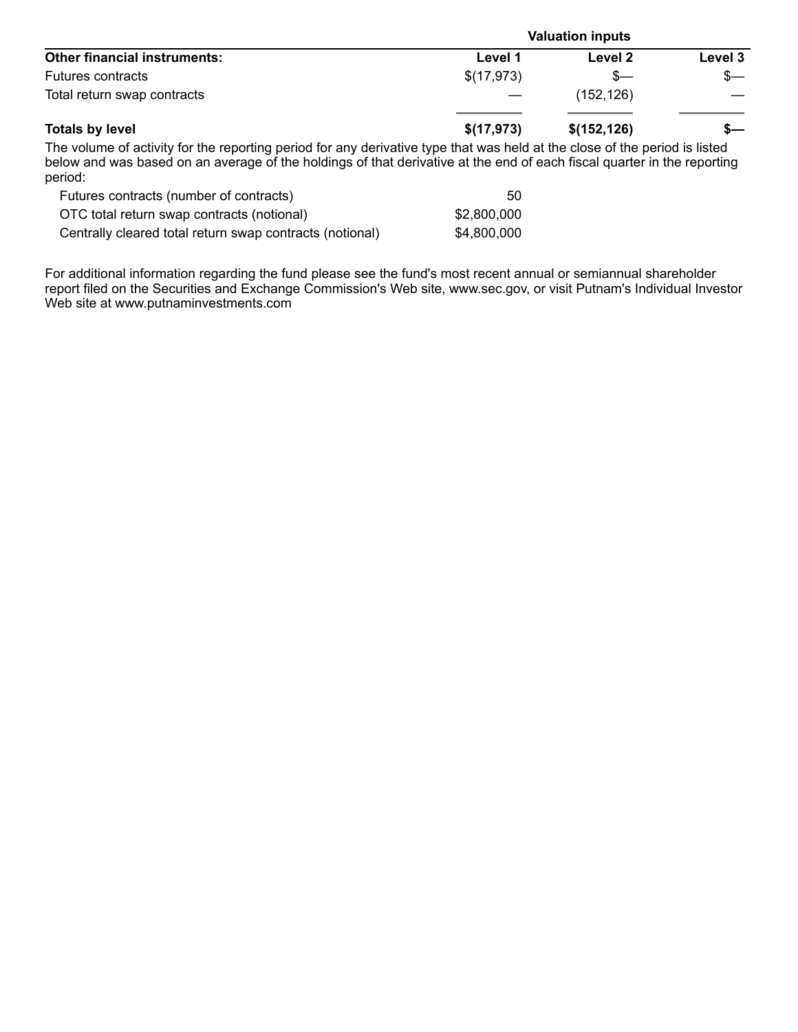| | Valuation inputs | | |
|---|---|---|---|
| **Other financial instruments:** | **Level 1** | **Level 2** | **Level 3** |
| Futures contracts | $(17,973) | $— | $— |
| Total return swap contracts | — | (152,126) | — |
| **Totals by level** | **$(17,973)** | **$(152,126)** | **$—** |

The volume of activity for the reporting period for any derivative type that was held at the close of the period is listed below and was based on an average of the holdings of that derivative at the end of each fiscal quarter in the reporting period:

| | |
|---|---|
| Futures contracts (number of contracts) | 50 |
| OTC total return swap contracts (notional) | $2,800,000 |
| Centrally cleared total return swap contracts (notional) | $4,800,000 |

For additional information regarding the fund please see the fund's most recent annual or semiannual shareholder report filed on the Securities and Exchange Commission's Web site, www.sec.gov, or visit Putnam's Individual Investor Web site at www.putnaminvestments.com